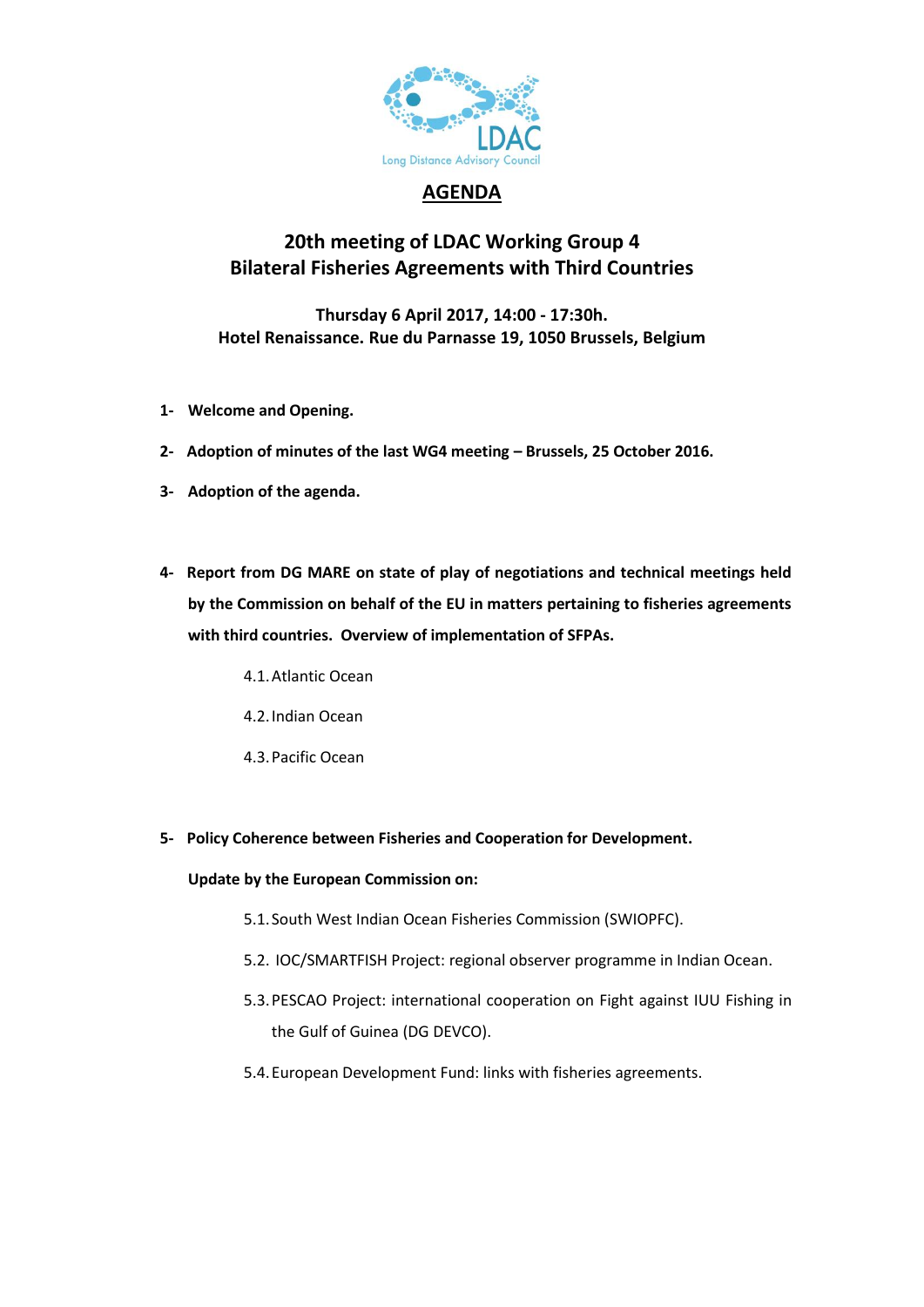LDAC

Long Distance Advisory Council

# AGENDA

## 20th meeting of LDAC Working Group 4
## Bilateral Fisheries Agreements with Third Countries

**Thursday 6 April 2017, 14:00 - 17:30h.**
**Hotel Renaissance. Rue du Parnasse 19, 1050 Brussels, Belgium**

1- **Welcome and Opening.**

2- **Adoption of minutes of the last WG4 meeting – Brussels, 25 October 2016.**

3- **Adoption of the agenda.**

4- **Report from DG MARE on state of play of negotiations and technical meetings held by the Commission on behalf of the EU in matters pertaining to fisheries agreements with third countries. Overview of implementation of SFPAs.**

   4.1. Atlantic Ocean

   4.2. Indian Ocean

   4.3. Pacific Ocean

5- **Policy Coherence between Fisheries and Cooperation for Development.**

   **Update by the European Commission on:**

   5.1. South West Indian Ocean Fisheries Commission (SWIOPFC).

   5.2. IOC/SMARTFISH Project: regional observer programme in Indian Ocean.

   5.3. PESCAO Project: international cooperation on Fight against IUU Fishing in the Gulf of Guinea (DG DEVCO).

   5.4. European Development Fund: links with fisheries agreements.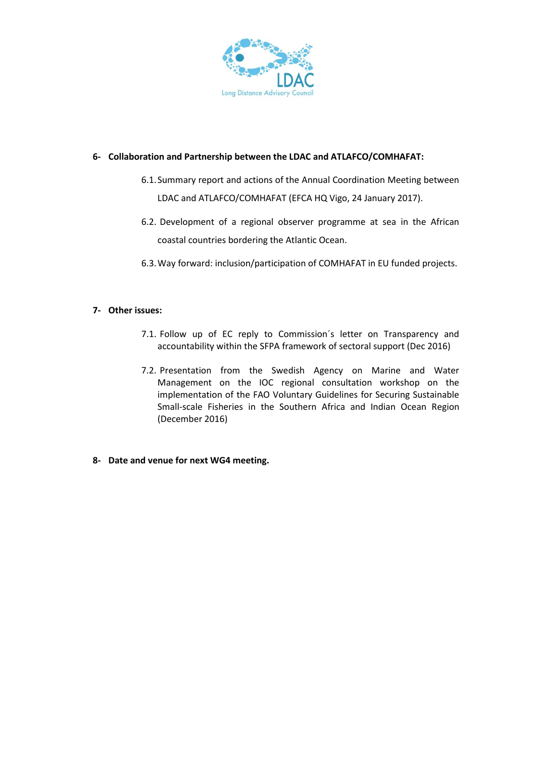**6- Collaboration and Partnership between the LDAC and ATLAFCO/COMHAFAT:**

6.1. Summary report and actions of the Annual Coordination Meeting between LDAC and ATLAFCO/COMHAFAT (EFCA HQ Vigo, 24 January 2017).

6.2. Development of a regional observer programme at sea in the African coastal countries bordering the Atlantic Ocean.

6.3. Way forward: inclusion/participation of COMHAFAT in EU funded projects.

**7- Other issues:**

7.1. Follow up of EC reply to Commission´s letter on Transparency and accountability within the SFPA framework of sectoral support (Dec 2016)

7.2. Presentation from the Swedish Agency on Marine and Water Management on the IOC regional consultation workshop on the implementation of the FAO Voluntary Guidelines for Securing Sustainable Small-scale Fisheries in the Southern Africa and Indian Ocean Region (December 2016)

**8- Date and venue for next WG4 meeting.**